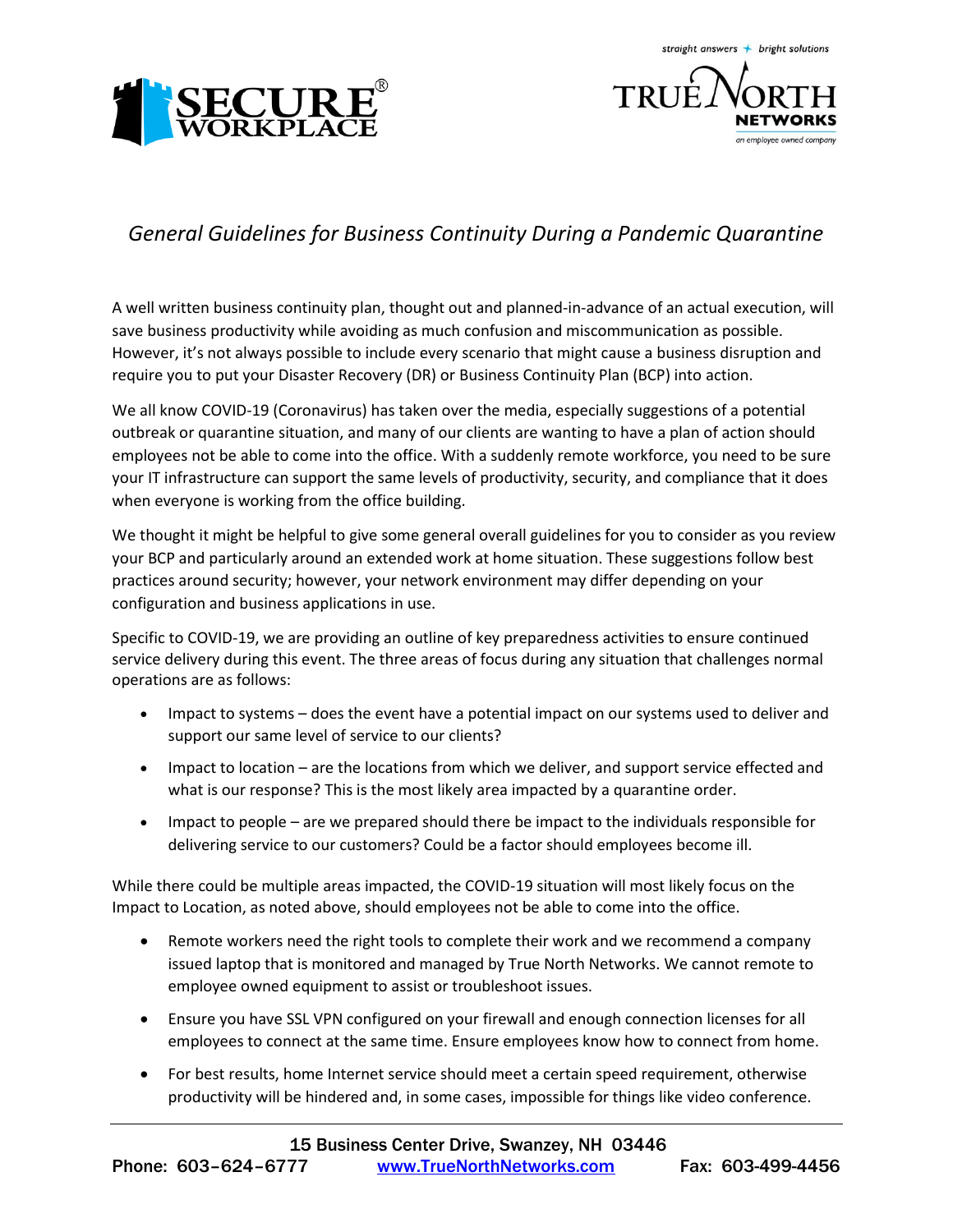SECURE® WORKPLACE

straight answers + bright solutions

TRUE NORTH NETWORKS

an employee owned company

# *General Guidelines for Business Continuity During a Pandemic Quarantine*

A well written business continuity plan, thought out and planned-in-advance of an actual execution, will save business productivity while avoiding as much confusion and miscommunication as possible. However, it's not always possible to include every scenario that might cause a business disruption and require you to put your Disaster Recovery (DR) or Business Continuity Plan (BCP) into action.

We all know COVID-19 (Coronavirus) has taken over the media, especially suggestions of a potential outbreak or quarantine situation, and many of our clients are wanting to have a plan of action should employees not be able to come into the office. With a suddenly remote workforce, you need to be sure your IT infrastructure can support the same levels of productivity, security, and compliance that it does when everyone is working from the office building.

We thought it might be helpful to give some general overall guidelines for you to consider as you review your BCP and particularly around an extended work at home situation. These suggestions follow best practices around security; however, your network environment may differ depending on your configuration and business applications in use.

Specific to COVID-19, we are providing an outline of key preparedness activities to ensure continued service delivery during this event. The three areas of focus during any situation that challenges normal operations are as follows:

- Impact to systems – does the event have a potential impact on our systems used to deliver and support our same level of service to our clients?
- Impact to location – are the locations from which we deliver, and support service effected and what is our response? This is the most likely area impacted by a quarantine order.
- Impact to people – are we prepared should there be impact to the individuals responsible for delivering service to our customers? Could be a factor should employees become ill.

While there could be multiple areas impacted, the COVID-19 situation will most likely focus on the Impact to Location, as noted above, should employees not be able to come into the office.

- Remote workers need the right tools to complete their work and we recommend a company issued laptop that is monitored and managed by True North Networks. We cannot remote to employee owned equipment to assist or troubleshoot issues.
- Ensure you have SSL VPN configured on your firewall and enough connection licenses for all employees to connect at the same time. Ensure employees know how to connect from home.
- For best results, home Internet service should meet a certain speed requirement, otherwise productivity will be hindered and, in some cases, impossible for things like video conference.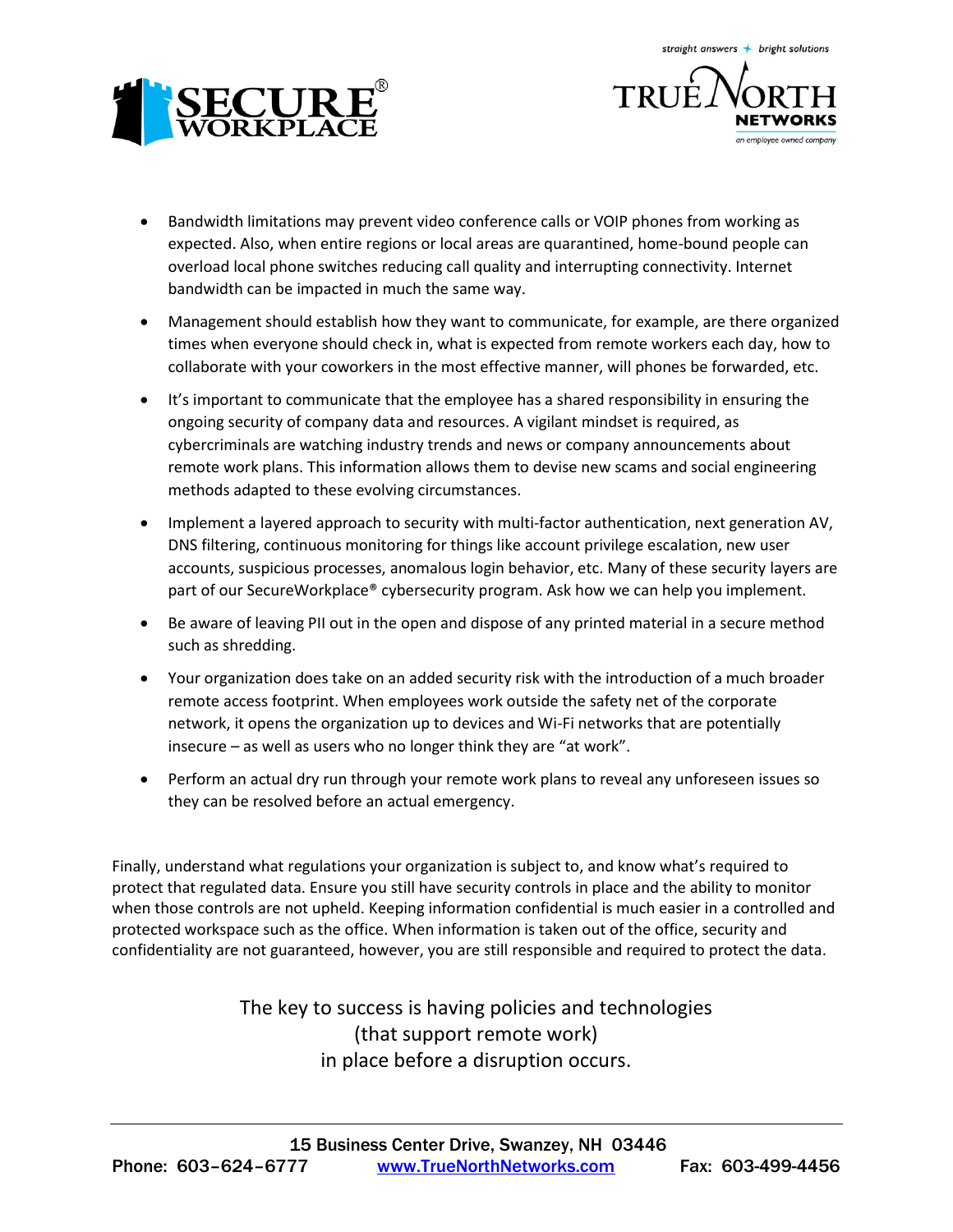- Bandwidth limitations may prevent video conference calls or VOIP phones from working as expected. Also, when entire regions or local areas are quarantined, home-bound people can overload local phone switches reducing call quality and interrupting connectivity. Internet bandwidth can be impacted in much the same way.
- Management should establish how they want to communicate, for example, are there organized times when everyone should check in, what is expected from remote workers each day, how to collaborate with your coworkers in the most effective manner, will phones be forwarded, etc.
- It's important to communicate that the employee has a shared responsibility in ensuring the ongoing security of company data and resources. A vigilant mindset is required, as cybercriminals are watching industry trends and news or company announcements about remote work plans. This information allows them to devise new scams and social engineering methods adapted to these evolving circumstances.
- Implement a layered approach to security with multi-factor authentication, next generation AV, DNS filtering, continuous monitoring for things like account privilege escalation, new user accounts, suspicious processes, anomalous login behavior, etc. Many of these security layers are part of our SecureWorkplace® cybersecurity program. Ask how we can help you implement.
- Be aware of leaving PII out in the open and dispose of any printed material in a secure method such as shredding.
- Your organization does take on an added security risk with the introduction of a much broader remote access footprint. When employees work outside the safety net of the corporate network, it opens the organization up to devices and Wi-Fi networks that are potentially insecure – as well as users who no longer think they are "at work".
- Perform an actual dry run through your remote work plans to reveal any unforeseen issues so they can be resolved before an actual emergency.

Finally, understand what regulations your organization is subject to, and know what's required to protect that regulated data. Ensure you still have security controls in place and the ability to monitor when those controls are not upheld. Keeping information confidential is much easier in a controlled and protected workspace such as the office. When information is taken out of the office, security and confidentiality are not guaranteed, however, you are still responsible and required to protect the data.

The key to success is having policies and technologies
(that support remote work)
in place before a disruption occurs.

15 Business Center Drive, Swanzey, NH 03446

Phone: 603–624–6777 www.TrueNorthNetworks.com Fax: 603-499-4456